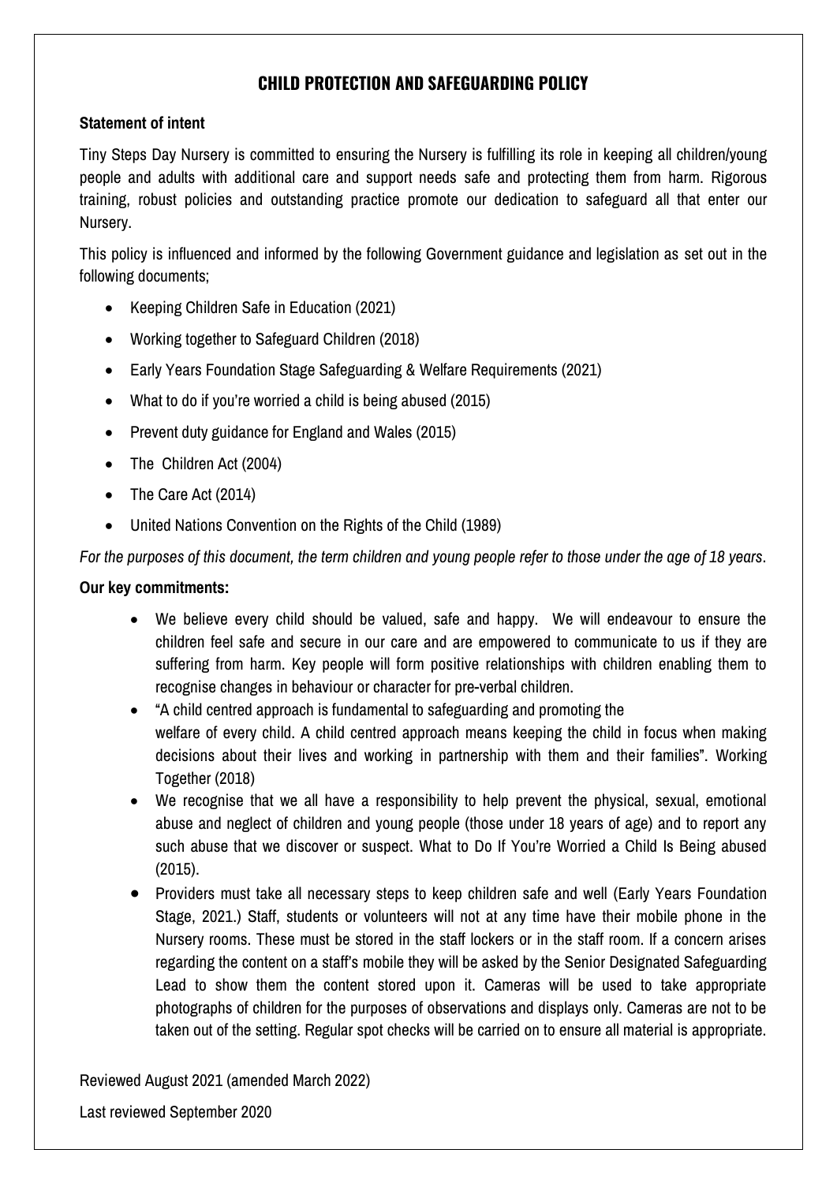# CHILD PROTECTION AND SAFEGUARDING POLICY

**Statement of intent**

Tiny Steps Day Nursery is committed to ensuring the Nursery is fulfilling its role in keeping all children/young people and adults with additional care and support needs safe and protecting them from harm. Rigorous training, robust policies and outstanding practice promote our dedication to safeguard all that enter our Nursery.

This policy is influenced and informed by the following Government guidance and legislation as set out in the following documents;

- Keeping Children Safe in Education (2021)
- Working together to Safeguard Children (2018)
- Early Years Foundation Stage Safeguarding & Welfare Requirements (2021)
- What to do if you're worried a child is being abused (2015)
- Prevent duty guidance for England and Wales (2015)
- The Children Act (2004)
- The Care Act (2014)
- United Nations Convention on the Rights of the Child (1989)

*For the purposes of this document, the term children and young people refer to those under the age of 18 years.*

**Our key commitments:**

- We believe every child should be valued, safe and happy. We will endeavour to ensure the children feel safe and secure in our care and are empowered to communicate to us if they are suffering from harm. Key people will form positive relationships with children enabling them to recognise changes in behaviour or character for pre-verbal children.
- "A child centred approach is fundamental to safeguarding and promoting the welfare of every child. A child centred approach means keeping the child in focus when making decisions about their lives and working in partnership with them and their families". Working Together (2018)
- We recognise that we all have a responsibility to help prevent the physical, sexual, emotional abuse and neglect of children and young people (those under 18 years of age) and to report any such abuse that we discover or suspect. What to Do If You're Worried a Child Is Being abused (2015).
- Providers must take all necessary steps to keep children safe and well (Early Years Foundation Stage, 2021.) Staff, students or volunteers will not at any time have their mobile phone in the Nursery rooms. These must be stored in the staff lockers or in the staff room. If a concern arises regarding the content on a staff's mobile they will be asked by the Senior Designated Safeguarding Lead to show them the content stored upon it. Cameras will be used to take appropriate photographs of children for the purposes of observations and displays only. Cameras are not to be taken out of the setting. Regular spot checks will be carried on to ensure all material is appropriate.

Reviewed August 2021 (amended March 2022)

Last reviewed September 2020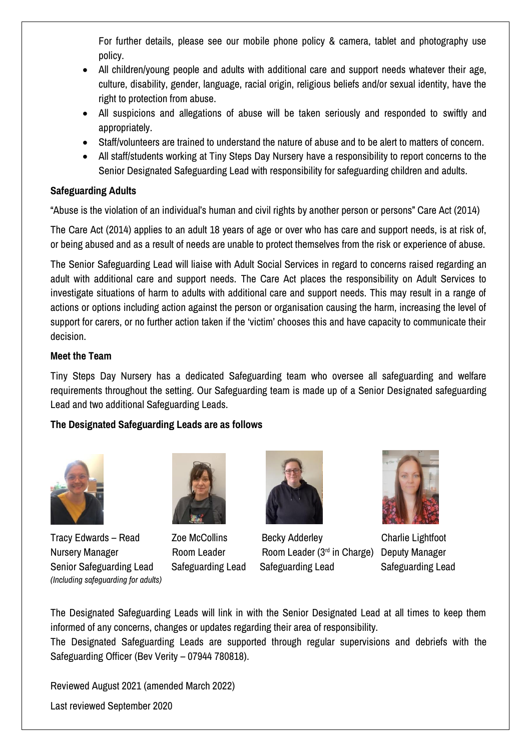For further details, please see our mobile phone policy & camera, tablet and photography use policy.

- All children/young people and adults with additional care and support needs whatever their age, culture, disability, gender, language, racial origin, religious beliefs and/or sexual identity, have the right to protection from abuse.
- All suspicions and allegations of abuse will be taken seriously and responded to swiftly and appropriately.
- Staff/volunteers are trained to understand the nature of abuse and to be alert to matters of concern.
- All staff/students working at Tiny Steps Day Nursery have a responsibility to report concerns to the Senior Designated Safeguarding Lead with responsibility for safeguarding children and adults.

**Safeguarding Adults**

"Abuse is the violation of an individual's human and civil rights by another person or persons" Care Act (2014)

The Care Act (2014) applies to an adult 18 years of age or over who has care and support needs, is at risk of, or being abused and as a result of needs are unable to protect themselves from the risk or experience of abuse.

The Senior Safeguarding Lead will liaise with Adult Social Services in regard to concerns raised regarding an adult with additional care and support needs. The Care Act places the responsibility on Adult Services to investigate situations of harm to adults with additional care and support needs. This may result in a range of actions or options including action against the person or organisation causing the harm, increasing the level of support for carers, or no further action taken if the 'victim' chooses this and have capacity to communicate their decision.

**Meet the Team**

Tiny Steps Day Nursery has a dedicated Safeguarding team who oversee all safeguarding and welfare requirements throughout the setting. Our Safeguarding team is made up of a Senior Designated safeguarding Lead and two additional Safeguarding Leads.

**The Designated Safeguarding Leads are as follows**

Tracy Edwards – Read
Nursery Manager
Senior Safeguarding Lead
*(Including safeguarding for adults)*

Zoe McCollins
Room Leader
Safeguarding Lead

Becky Adderley
Room Leader (3rd in Charge)
Safeguarding Lead

Charlie Lightfoot
Deputy Manager
Safeguarding Lead

The Designated Safeguarding Leads will link in with the Senior Designated Lead at all times to keep them informed of any concerns, changes or updates regarding their area of responsibility.
The Designated Safeguarding Leads are supported through regular supervisions and debriefs with the Safeguarding Officer (Bev Verity – 07944 780818).

Reviewed August 2021 (amended March 2022)

Last reviewed September 2020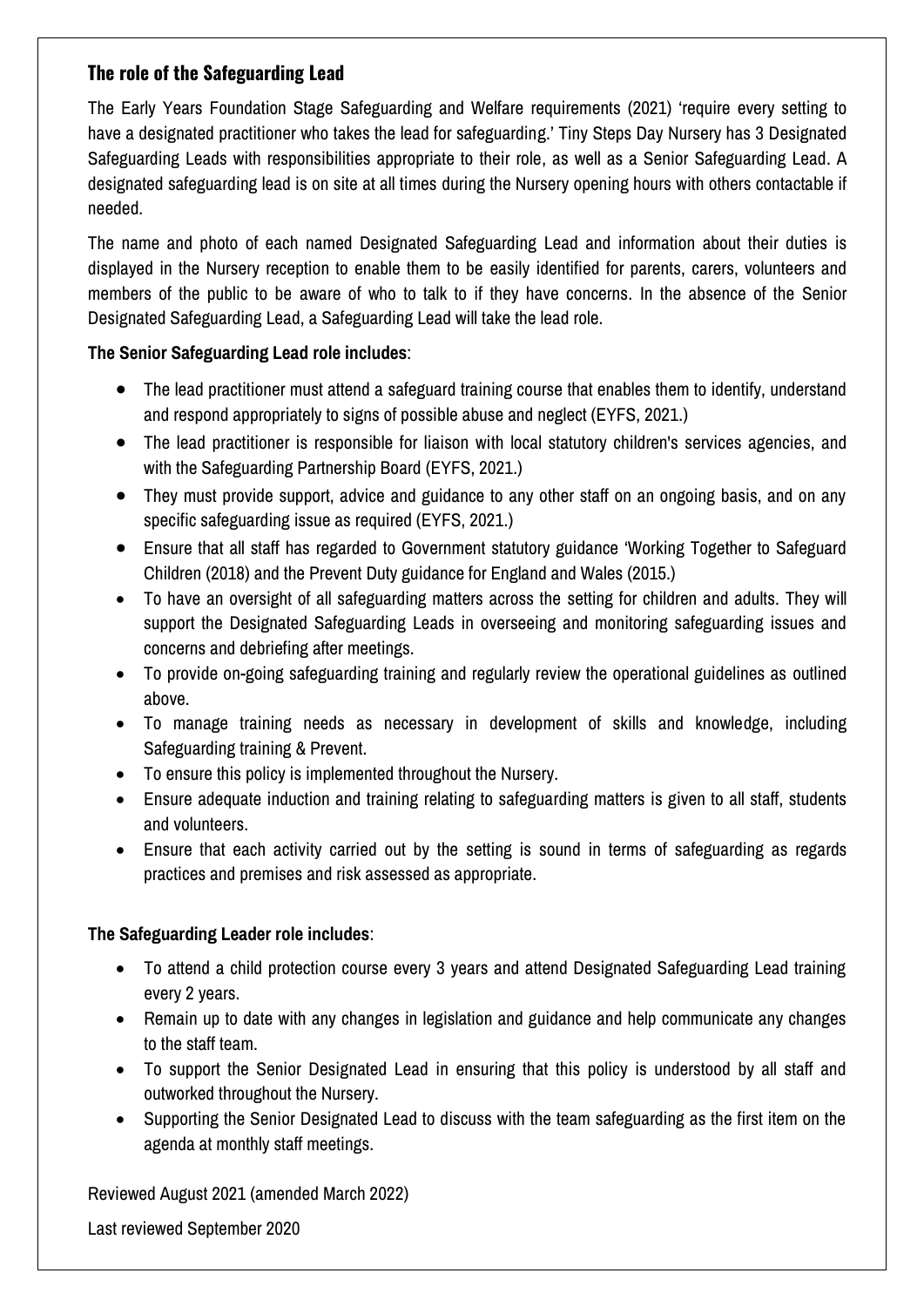## The role of the Safeguarding Lead

The Early Years Foundation Stage Safeguarding and Welfare requirements (2021) 'require every setting to have a designated practitioner who takes the lead for safeguarding.' Tiny Steps Day Nursery has 3 Designated Safeguarding Leads with responsibilities appropriate to their role, as well as a Senior Safeguarding Lead. A designated safeguarding lead is on site at all times during the Nursery opening hours with others contactable if needed.

The name and photo of each named Designated Safeguarding Lead and information about their duties is displayed in the Nursery reception to enable them to be easily identified for parents, carers, volunteers and members of the public to be aware of who to talk to if they have concerns. In the absence of the Senior Designated Safeguarding Lead, a Safeguarding Lead will take the lead role.

**The Senior Safeguarding Lead role includes**:

- The lead practitioner must attend a safeguard training course that enables them to identify, understand and respond appropriately to signs of possible abuse and neglect (EYFS, 2021.)
- The lead practitioner is responsible for liaison with local statutory children's services agencies, and with the Safeguarding Partnership Board (EYFS, 2021.)
- They must provide support, advice and guidance to any other staff on an ongoing basis, and on any specific safeguarding issue as required (EYFS, 2021.)
- Ensure that all staff has regarded to Government statutory guidance 'Working Together to Safeguard Children (2018) and the Prevent Duty guidance for England and Wales (2015.)
- To have an oversight of all safeguarding matters across the setting for children and adults. They will support the Designated Safeguarding Leads in overseeing and monitoring safeguarding issues and concerns and debriefing after meetings.
- To provide on-going safeguarding training and regularly review the operational guidelines as outlined above.
- To manage training needs as necessary in development of skills and knowledge, including Safeguarding training & Prevent.
- To ensure this policy is implemented throughout the Nursery.
- Ensure adequate induction and training relating to safeguarding matters is given to all staff, students and volunteers.
- Ensure that each activity carried out by the setting is sound in terms of safeguarding as regards practices and premises and risk assessed as appropriate.

**The Safeguarding Leader role includes**:

- To attend a child protection course every 3 years and attend Designated Safeguarding Lead training every 2 years.
- Remain up to date with any changes in legislation and guidance and help communicate any changes to the staff team.
- To support the Senior Designated Lead in ensuring that this policy is understood by all staff and outworked throughout the Nursery.
- Supporting the Senior Designated Lead to discuss with the team safeguarding as the first item on the agenda at monthly staff meetings.

Reviewed August 2021 (amended March 2022)

Last reviewed September 2020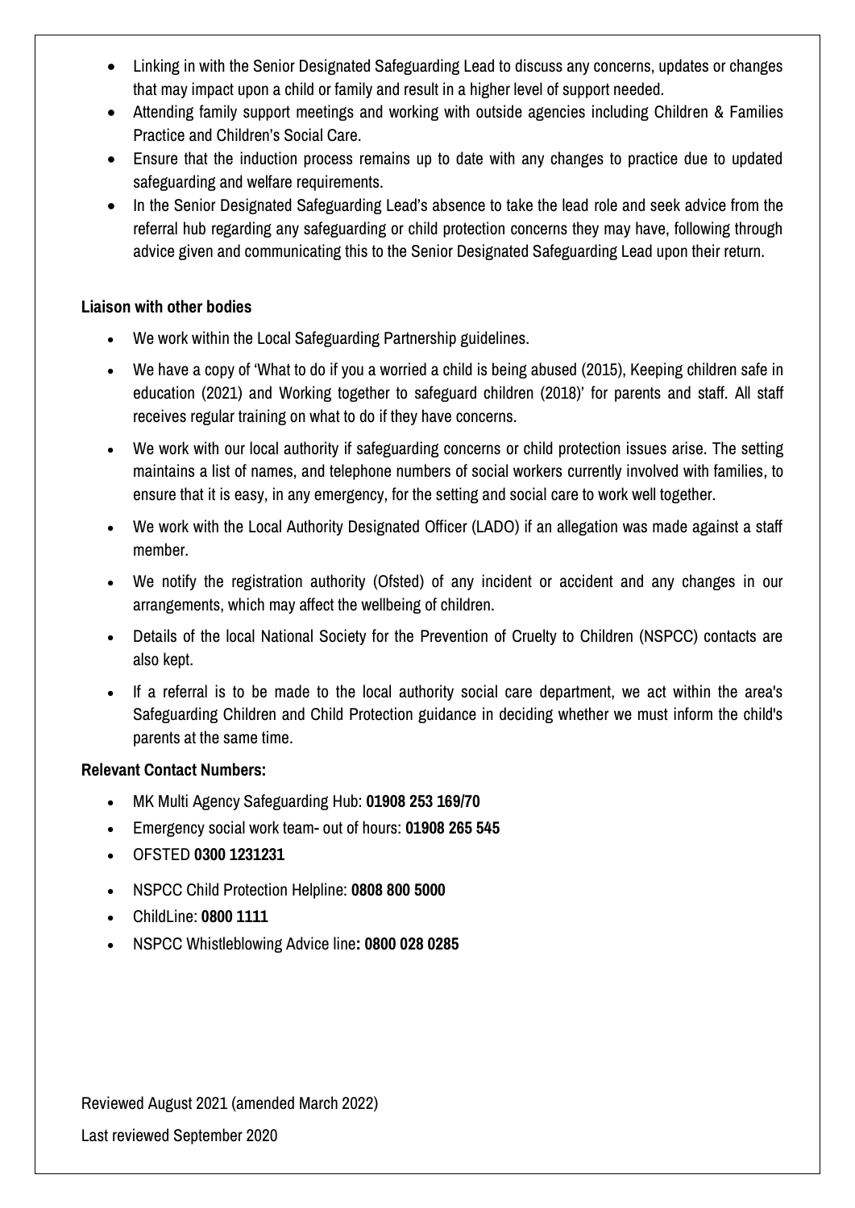- Linking in with the Senior Designated Safeguarding Lead to discuss any concerns, updates or changes that may impact upon a child or family and result in a higher level of support needed.
- Attending family support meetings and working with outside agencies including Children & Families Practice and Children's Social Care.
- Ensure that the induction process remains up to date with any changes to practice due to updated safeguarding and welfare requirements.
- In the Senior Designated Safeguarding Lead's absence to take the lead role and seek advice from the referral hub regarding any safeguarding or child protection concerns they may have, following through advice given and communicating this to the Senior Designated Safeguarding Lead upon their return.

**Liaison with other bodies**

- We work within the Local Safeguarding Partnership guidelines.
- We have a copy of 'What to do if you a worried a child is being abused (2015), Keeping children safe in education (2021) and Working together to safeguard children (2018)' for parents and staff. All staff receives regular training on what to do if they have concerns.
- We work with our local authority if safeguarding concerns or child protection issues arise. The setting maintains a list of names, and telephone numbers of social workers currently involved with families, to ensure that it is easy, in any emergency, for the setting and social care to work well together.
- We work with the Local Authority Designated Officer (LADO) if an allegation was made against a staff member.
- We notify the registration authority (Ofsted) of any incident or accident and any changes in our arrangements, which may affect the wellbeing of children.
- Details of the local National Society for the Prevention of Cruelty to Children (NSPCC) contacts are also kept.
- If a referral is to be made to the local authority social care department, we act within the area's Safeguarding Children and Child Protection guidance in deciding whether we must inform the child's parents at the same time.

**Relevant Contact Numbers:**

- MK Multi Agency Safeguarding Hub: **01908 253 169/70**
- Emergency social work team- out of hours: **01908 265 545**
- OFSTED **0300 1231231**
- NSPCC Child Protection Helpline: **0808 800 5000**
- ChildLine: **0800 1111**
- NSPCC Whistleblowing Advice line**: 0800 028 0285**

Reviewed August 2021 (amended March 2022)

Last reviewed September 2020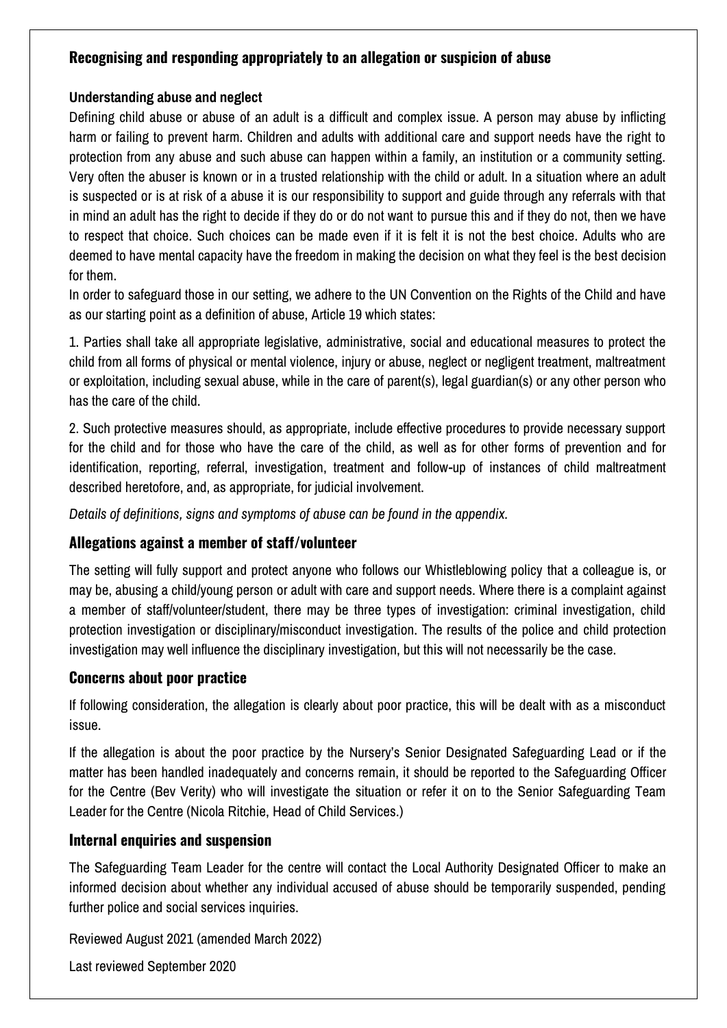## Recognising and responding appropriately to an allegation or suspicion of abuse

### Understanding abuse and neglect

Defining child abuse or abuse of an adult is a difficult and complex issue. A person may abuse by inflicting harm or failing to prevent harm. Children and adults with additional care and support needs have the right to protection from any abuse and such abuse can happen within a family, an institution or a community setting. Very often the abuser is known or in a trusted relationship with the child or adult. In a situation where an adult is suspected or is at risk of a abuse it is our responsibility to support and guide through any referrals with that in mind an adult has the right to decide if they do or do not want to pursue this and if they do not, then we have to respect that choice. Such choices can be made even if it is felt it is not the best choice. Adults who are deemed to have mental capacity have the freedom in making the decision on what they feel is the best decision for them.

In order to safeguard those in our setting, we adhere to the UN Convention on the Rights of the Child and have as our starting point as a definition of abuse, Article 19 which states:

1. Parties shall take all appropriate legislative, administrative, social and educational measures to protect the child from all forms of physical or mental violence, injury or abuse, neglect or negligent treatment, maltreatment or exploitation, including sexual abuse, while in the care of parent(s), legal guardian(s) or any other person who has the care of the child.

2. Such protective measures should, as appropriate, include effective procedures to provide necessary support for the child and for those who have the care of the child, as well as for other forms of prevention and for identification, reporting, referral, investigation, treatment and follow-up of instances of child maltreatment described heretofore, and, as appropriate, for judicial involvement.

*Details of definitions, signs and symptoms of abuse can be found in the appendix.*

## Allegations against a member of staff/volunteer

The setting will fully support and protect anyone who follows our Whistleblowing policy that a colleague is, or may be, abusing a child/young person or adult with care and support needs. Where there is a complaint against a member of staff/volunteer/student, there may be three types of investigation: criminal investigation, child protection investigation or disciplinary/misconduct investigation. The results of the police and child protection investigation may well influence the disciplinary investigation, but this will not necessarily be the case.

## Concerns about poor practice

If following consideration, the allegation is clearly about poor practice, this will be dealt with as a misconduct issue.

If the allegation is about the poor practice by the Nursery's Senior Designated Safeguarding Lead or if the matter has been handled inadequately and concerns remain, it should be reported to the Safeguarding Officer for the Centre (Bev Verity) who will investigate the situation or refer it on to the Senior Safeguarding Team Leader for the Centre (Nicola Ritchie, Head of Child Services.)

## Internal enquiries and suspension

The Safeguarding Team Leader for the centre will contact the Local Authority Designated Officer to make an informed decision about whether any individual accused of abuse should be temporarily suspended, pending further police and social services inquiries.

Reviewed August 2021 (amended March 2022)

Last reviewed September 2020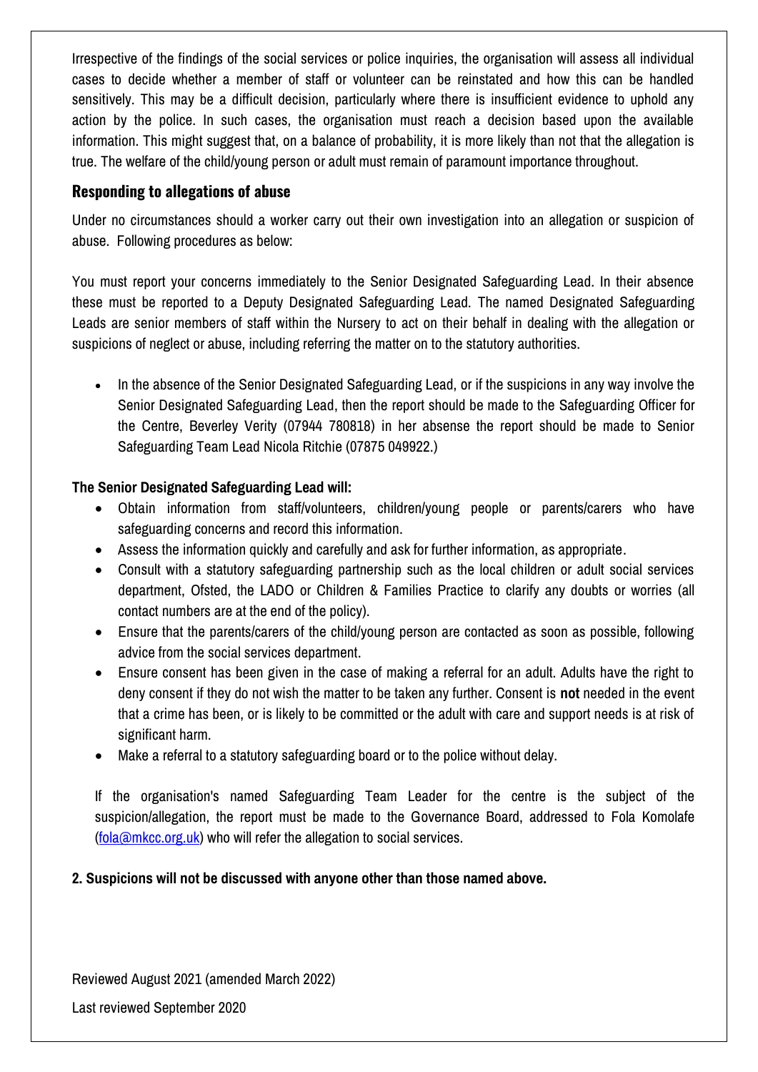Irrespective of the findings of the social services or police inquiries, the organisation will assess all individual cases to decide whether a member of staff or volunteer can be reinstated and how this can be handled sensitively. This may be a difficult decision, particularly where there is insufficient evidence to uphold any action by the police. In such cases, the organisation must reach a decision based upon the available information. This might suggest that, on a balance of probability, it is more likely than not that the allegation is true. The welfare of the child/young person or adult must remain of paramount importance throughout.

### Responding to allegations of abuse

Under no circumstances should a worker carry out their own investigation into an allegation or suspicion of abuse. Following procedures as below:

You must report your concerns immediately to the Senior Designated Safeguarding Lead. In their absence these must be reported to a Deputy Designated Safeguarding Lead. The named Designated Safeguarding Leads are senior members of staff within the Nursery to act on their behalf in dealing with the allegation or suspicions of neglect or abuse, including referring the matter on to the statutory authorities.

- In the absence of the Senior Designated Safeguarding Lead, or if the suspicions in any way involve the Senior Designated Safeguarding Lead, then the report should be made to the Safeguarding Officer for the Centre, Beverley Verity (07944 780818) in her absense the report should be made to Senior Safeguarding Team Lead Nicola Ritchie (07875 049922.)

**The Senior Designated Safeguarding Lead will:**

- Obtain information from staff/volunteers, children/young people or parents/carers who have safeguarding concerns and record this information.
- Assess the information quickly and carefully and ask for further information, as appropriate.
- Consult with a statutory safeguarding partnership such as the local children or adult social services department, Ofsted, the LADO or Children & Families Practice to clarify any doubts or worries (all contact numbers are at the end of the policy).
- Ensure that the parents/carers of the child/young person are contacted as soon as possible, following advice from the social services department.
- Ensure consent has been given in the case of making a referral for an adult. Adults have the right to deny consent if they do not wish the matter to be taken any further. Consent is **not** needed in the event that a crime has been, or is likely to be committed or the adult with care and support needs is at risk of significant harm.
- Make a referral to a statutory safeguarding board or to the police without delay.

If the organisation's named Safeguarding Team Leader for the centre is the subject of the suspicion/allegation, the report must be made to the Governance Board, addressed to Fola Komolafe (fola@mkcc.org.uk) who will refer the allegation to social services.

**2. Suspicions will not be discussed with anyone other than those named above.**

Reviewed August 2021 (amended March 2022)

Last reviewed September 2020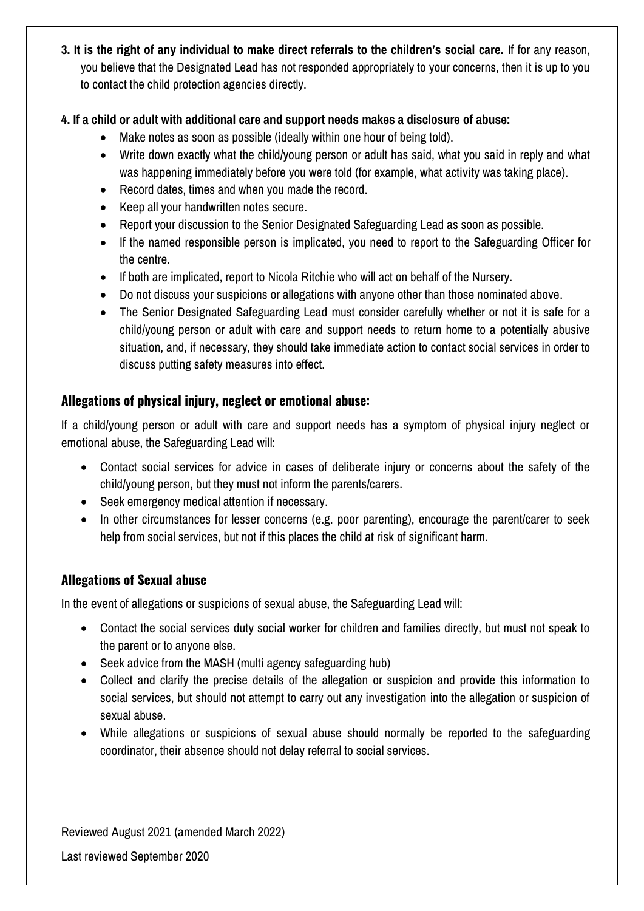**3. It is the right of any individual to make direct referrals to the children's social care.** If for any reason, you believe that the Designated Lead has not responded appropriately to your concerns, then it is up to you to contact the child protection agencies directly.

**4. If a child or adult with additional care and support needs makes a disclosure of abuse:**

- Make notes as soon as possible (ideally within one hour of being told).
- Write down exactly what the child/young person or adult has said, what you said in reply and what was happening immediately before you were told (for example, what activity was taking place).
- Record dates, times and when you made the record.
- Keep all your handwritten notes secure.
- Report your discussion to the Senior Designated Safeguarding Lead as soon as possible.
- If the named responsible person is implicated, you need to report to the Safeguarding Officer for the centre.
- If both are implicated, report to Nicola Ritchie who will act on behalf of the Nursery.
- Do not discuss your suspicions or allegations with anyone other than those nominated above.
- The Senior Designated Safeguarding Lead must consider carefully whether or not it is safe for a child/young person or adult with care and support needs to return home to a potentially abusive situation, and, if necessary, they should take immediate action to contact social services in order to discuss putting safety measures into effect.

## Allegations of physical injury, neglect or emotional abuse:

If a child/young person or adult with care and support needs has a symptom of physical injury neglect or emotional abuse, the Safeguarding Lead will:

- Contact social services for advice in cases of deliberate injury or concerns about the safety of the child/young person, but they must not inform the parents/carers.
- Seek emergency medical attention if necessary.
- In other circumstances for lesser concerns (e.g. poor parenting), encourage the parent/carer to seek help from social services, but not if this places the child at risk of significant harm.

## Allegations of Sexual abuse

In the event of allegations or suspicions of sexual abuse, the Safeguarding Lead will:

- Contact the social services duty social worker for children and families directly, but must not speak to the parent or to anyone else.
- Seek advice from the MASH (multi agency safeguarding hub)
- Collect and clarify the precise details of the allegation or suspicion and provide this information to social services, but should not attempt to carry out any investigation into the allegation or suspicion of sexual abuse.
- While allegations or suspicions of sexual abuse should normally be reported to the safeguarding coordinator, their absence should not delay referral to social services.

Reviewed August 2021 (amended March 2022)

Last reviewed September 2020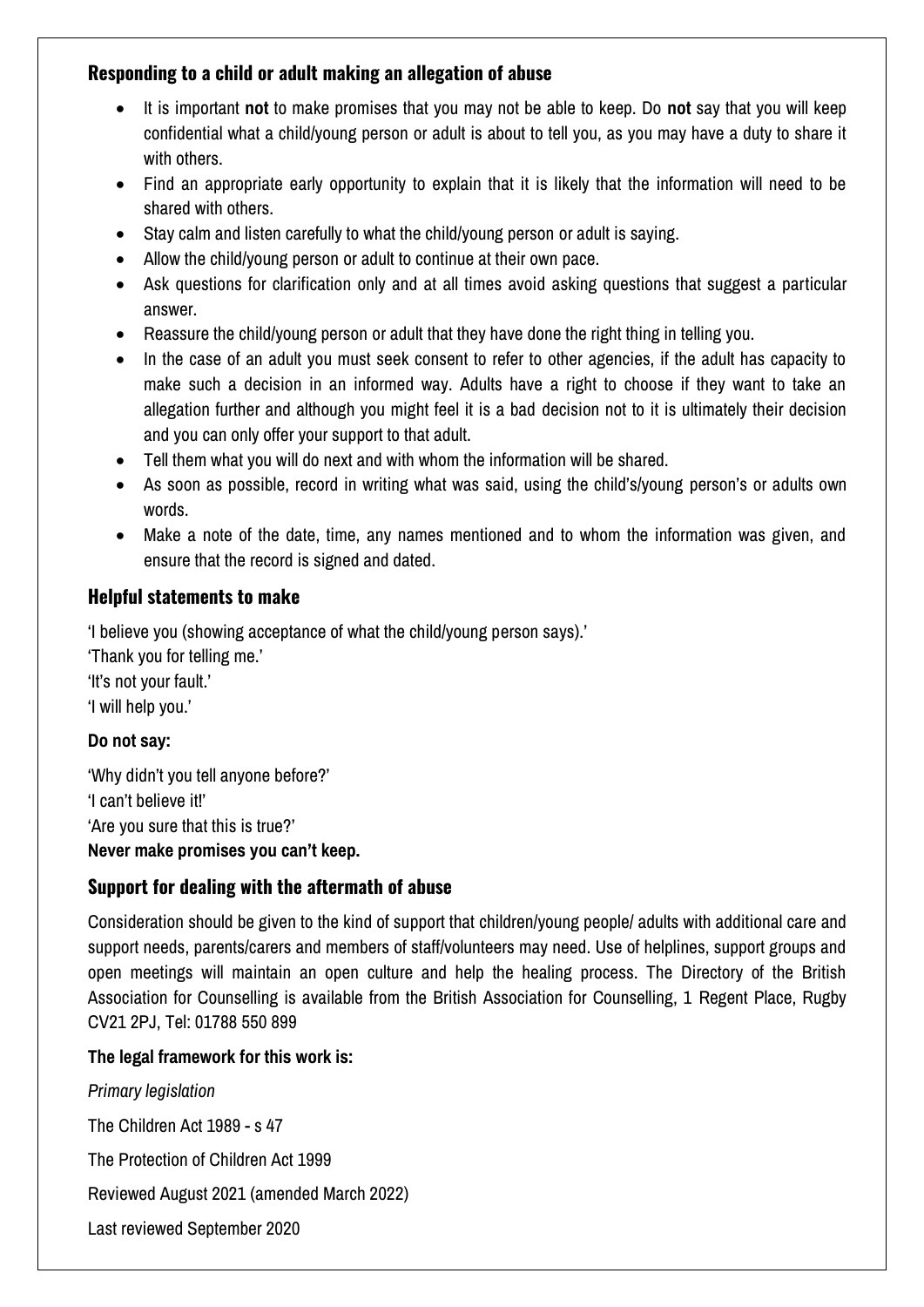### Responding to a child or adult making an allegation of abuse

- It is important **not** to make promises that you may not be able to keep. Do **not** say that you will keep confidential what a child/young person or adult is about to tell you, as you may have a duty to share it with others.
- Find an appropriate early opportunity to explain that it is likely that the information will need to be shared with others.
- Stay calm and listen carefully to what the child/young person or adult is saying.
- Allow the child/young person or adult to continue at their own pace.
- Ask questions for clarification only and at all times avoid asking questions that suggest a particular answer.
- Reassure the child/young person or adult that they have done the right thing in telling you.
- In the case of an adult you must seek consent to refer to other agencies, if the adult has capacity to make such a decision in an informed way. Adults have a right to choose if they want to take an allegation further and although you might feel it is a bad decision not to it is ultimately their decision and you can only offer your support to that adult.
- Tell them what you will do next and with whom the information will be shared.
- As soon as possible, record in writing what was said, using the child's/young person's or adults own words.
- Make a note of the date, time, any names mentioned and to whom the information was given, and ensure that the record is signed and dated.

### Helpful statements to make

'I believe you (showing acceptance of what the child/young person says).'
'Thank you for telling me.'
'It's not your fault.'
'I will help you.'

**Do not say:**

'Why didn't you tell anyone before?'
'I can't believe it!'
'Are you sure that this is true?'
**Never make promises you can't keep.**

### Support for dealing with the aftermath of abuse

Consideration should be given to the kind of support that children/young people/ adults with additional care and support needs, parents/carers and members of staff/volunteers may need. Use of helplines, support groups and open meetings will maintain an open culture and help the healing process. The Directory of the British Association for Counselling is available from the British Association for Counselling, 1 Regent Place, Rugby CV21 2PJ, Tel: 01788 550 899

**The legal framework for this work is:**

*Primary legislation*

The Children Act 1989 - s 47

The Protection of Children Act 1999

Reviewed August 2021 (amended March 2022)

Last reviewed September 2020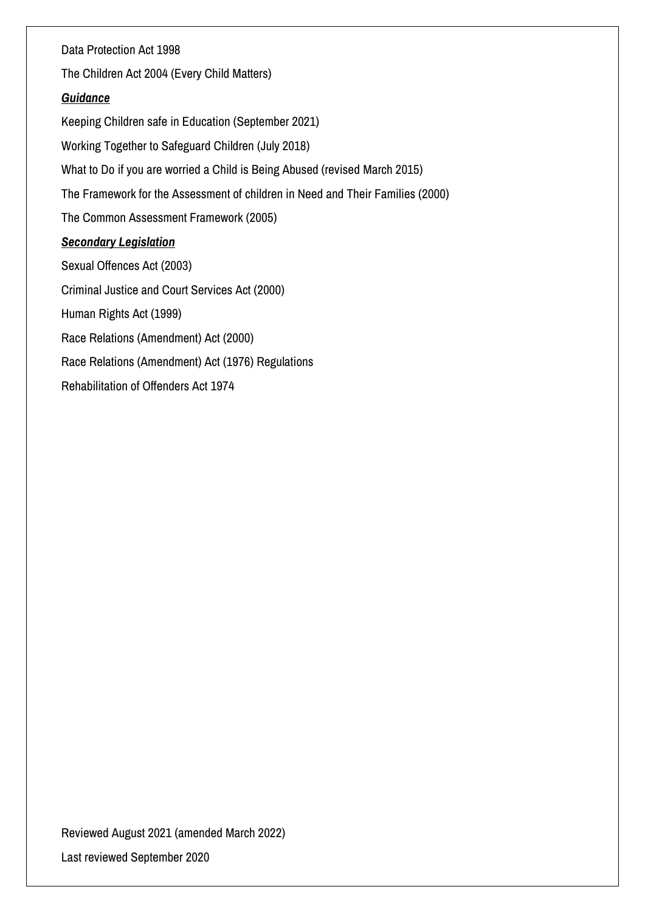Data Protection Act 1998

The Children Act 2004 (Every Child Matters)

***Guidance***

Keeping Children safe in Education (September 2021)

Working Together to Safeguard Children (July 2018)

What to Do if you are worried a Child is Being Abused (revised March 2015)

The Framework for the Assessment of children in Need and Their Families (2000)

The Common Assessment Framework (2005)

***Secondary Legislation***

Sexual Offences Act (2003)

Criminal Justice and Court Services Act (2000)

Human Rights Act (1999)

Race Relations (Amendment) Act (2000)

Race Relations (Amendment) Act (1976) Regulations

Rehabilitation of Offenders Act 1974

Reviewed August 2021 (amended March 2022)

Last reviewed September 2020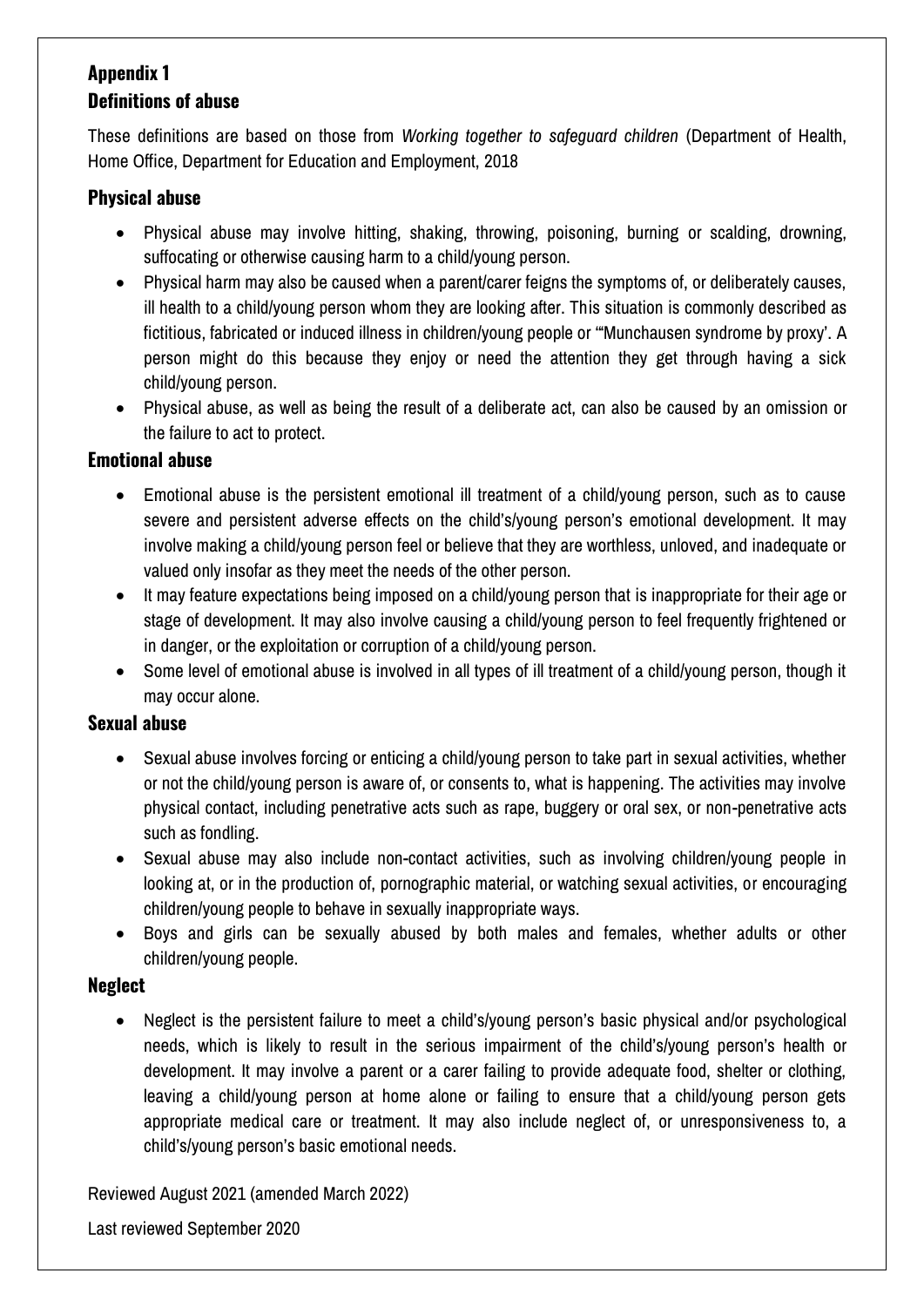## Appendix 1
## Definitions of abuse

These definitions are based on those from *Working together to safeguard children* (Department of Health, Home Office, Department for Education and Employment, 2018

### Physical abuse

- Physical abuse may involve hitting, shaking, throwing, poisoning, burning or scalding, drowning, suffocating or otherwise causing harm to a child/young person.
- Physical harm may also be caused when a parent/carer feigns the symptoms of, or deliberately causes, ill health to a child/young person whom they are looking after. This situation is commonly described as fictitious, fabricated or induced illness in children/young people or '"Munchausen syndrome by proxy'. A person might do this because they enjoy or need the attention they get through having a sick child/young person.
- Physical abuse, as well as being the result of a deliberate act, can also be caused by an omission or the failure to act to protect.

### Emotional abuse

- Emotional abuse is the persistent emotional ill treatment of a child/young person, such as to cause severe and persistent adverse effects on the child's/young person's emotional development. It may involve making a child/young person feel or believe that they are worthless, unloved, and inadequate or valued only insofar as they meet the needs of the other person.
- It may feature expectations being imposed on a child/young person that is inappropriate for their age or stage of development. It may also involve causing a child/young person to feel frequently frightened or in danger, or the exploitation or corruption of a child/young person.
- Some level of emotional abuse is involved in all types of ill treatment of a child/young person, though it may occur alone.

### Sexual abuse

- Sexual abuse involves forcing or enticing a child/young person to take part in sexual activities, whether or not the child/young person is aware of, or consents to, what is happening. The activities may involve physical contact, including penetrative acts such as rape, buggery or oral sex, or non-penetrative acts such as fondling.
- Sexual abuse may also include non-contact activities, such as involving children/young people in looking at, or in the production of, pornographic material, or watching sexual activities, or encouraging children/young people to behave in sexually inappropriate ways.
- Boys and girls can be sexually abused by both males and females, whether adults or other children/young people.

### Neglect

- Neglect is the persistent failure to meet a child's/young person's basic physical and/or psychological needs, which is likely to result in the serious impairment of the child's/young person's health or development. It may involve a parent or a carer failing to provide adequate food, shelter or clothing, leaving a child/young person at home alone or failing to ensure that a child/young person gets appropriate medical care or treatment. It may also include neglect of, or unresponsiveness to, a child's/young person's basic emotional needs.

Reviewed August 2021 (amended March 2022)

Last reviewed September 2020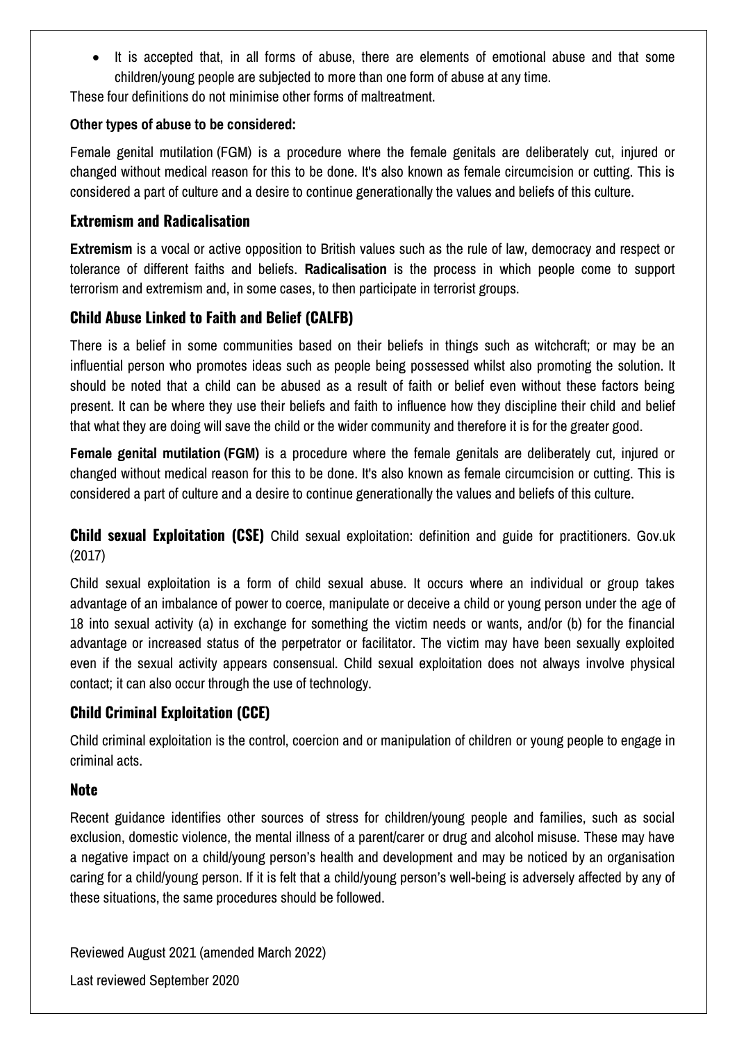- It is accepted that, in all forms of abuse, there are elements of emotional abuse and that some children/young people are subjected to more than one form of abuse at any time.

These four definitions do not minimise other forms of maltreatment.

**Other types of abuse to be considered:**

Female genital mutilation (FGM) is a procedure where the female genitals are deliberately cut, injured or changed without medical reason for this to be done. It's also known as female circumcision or cutting. This is considered a part of culture and a desire to continue generationally the values and beliefs of this culture.

## Extremism and Radicalisation

**Extremism** is a vocal or active opposition to British values such as the rule of law, democracy and respect or tolerance of different faiths and beliefs. **Radicalisation** is the process in which people come to support terrorism and extremism and, in some cases, to then participate in terrorist groups.

## Child Abuse Linked to Faith and Belief (CALFB)

There is a belief in some communities based on their beliefs in things such as witchcraft; or may be an influential person who promotes ideas such as people being possessed whilst also promoting the solution. It should be noted that a child can be abused as a result of faith or belief even without these factors being present. It can be where they use their beliefs and faith to influence how they discipline their child and belief that what they are doing will save the child or the wider community and therefore it is for the greater good.

**Female genital mutilation (FGM)** is a procedure where the female genitals are deliberately cut, injured or changed without medical reason for this to be done. It's also known as female circumcision or cutting. This is considered a part of culture and a desire to continue generationally the values and beliefs of this culture.

**Child sexual Exploitation (CSE)** Child sexual exploitation: definition and guide for practitioners. Gov.uk (2017)

Child sexual exploitation is a form of child sexual abuse. It occurs where an individual or group takes advantage of an imbalance of power to coerce, manipulate or deceive a child or young person under the age of 18 into sexual activity (a) in exchange for something the victim needs or wants, and/or (b) for the financial advantage or increased status of the perpetrator or facilitator. The victim may have been sexually exploited even if the sexual activity appears consensual. Child sexual exploitation does not always involve physical contact; it can also occur through the use of technology.

## Child Criminal Exploitation (CCE)

Child criminal exploitation is the control, coercion and or manipulation of children or young people to engage in criminal acts.

## Note

Recent guidance identifies other sources of stress for children/young people and families, such as social exclusion, domestic violence, the mental illness of a parent/carer or drug and alcohol misuse. These may have a negative impact on a child/young person's health and development and may be noticed by an organisation caring for a child/young person. If it is felt that a child/young person's well-being is adversely affected by any of these situations, the same procedures should be followed.

Reviewed August 2021 (amended March 2022)

Last reviewed September 2020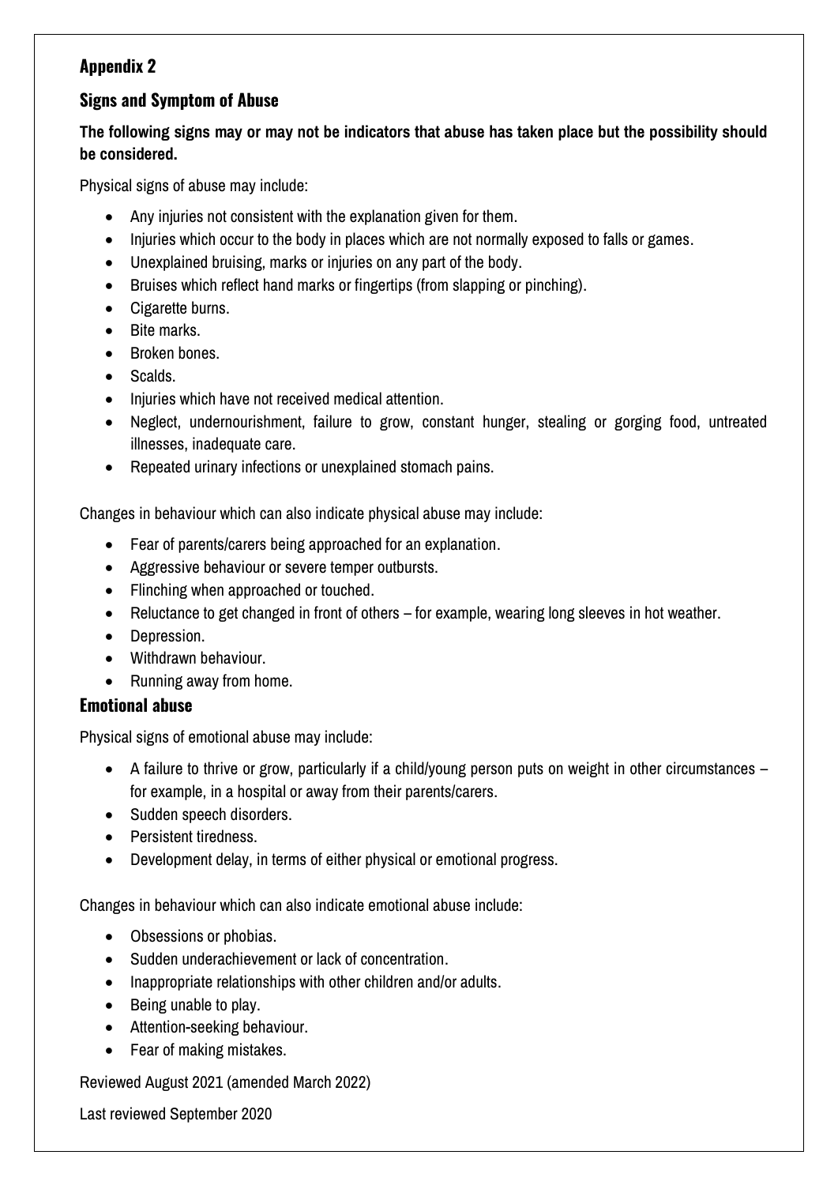## Appendix 2

### Signs and Symptom of Abuse

**The following signs may or may not be indicators that abuse has taken place but the possibility should be considered.**

Physical signs of abuse may include:

- Any injuries not consistent with the explanation given for them.
- Injuries which occur to the body in places which are not normally exposed to falls or games.
- Unexplained bruising, marks or injuries on any part of the body.
- Bruises which reflect hand marks or fingertips (from slapping or pinching).
- Cigarette burns.
- Bite marks.
- Broken bones.
- Scalds.
- Injuries which have not received medical attention.
- Neglect, undernourishment, failure to grow, constant hunger, stealing or gorging food, untreated illnesses, inadequate care.
- Repeated urinary infections or unexplained stomach pains.

Changes in behaviour which can also indicate physical abuse may include:

- Fear of parents/carers being approached for an explanation.
- Aggressive behaviour or severe temper outbursts.
- Flinching when approached or touched.
- Reluctance to get changed in front of others – for example, wearing long sleeves in hot weather.
- Depression.
- Withdrawn behaviour.
- Running away from home.

### Emotional abuse

Physical signs of emotional abuse may include:

- A failure to thrive or grow, particularly if a child/young person puts on weight in other circumstances – for example, in a hospital or away from their parents/carers.
- Sudden speech disorders.
- Persistent tiredness.
- Development delay, in terms of either physical or emotional progress.

Changes in behaviour which can also indicate emotional abuse include:

- Obsessions or phobias.
- Sudden underachievement or lack of concentration.
- Inappropriate relationships with other children and/or adults.
- Being unable to play.
- Attention-seeking behaviour.
- Fear of making mistakes.

Reviewed August 2021 (amended March 2022)

Last reviewed September 2020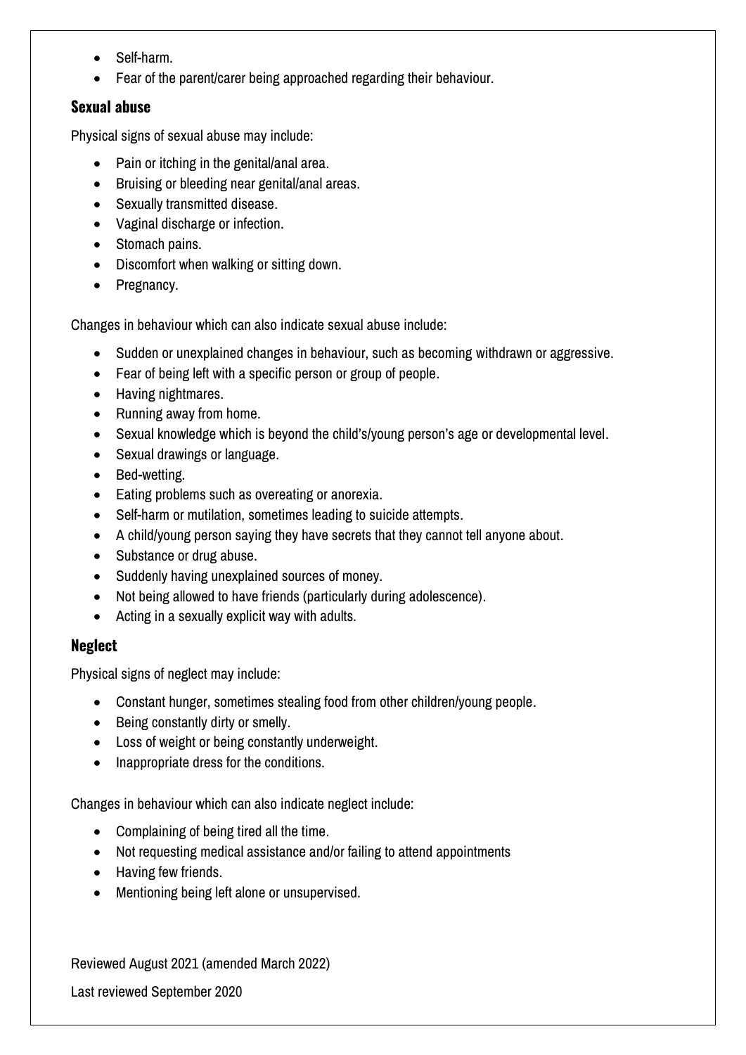- Self-harm.
- Fear of the parent/carer being approached regarding their behaviour.

### Sexual abuse

Physical signs of sexual abuse may include:

- Pain or itching in the genital/anal area.
- Bruising or bleeding near genital/anal areas.
- Sexually transmitted disease.
- Vaginal discharge or infection.
- Stomach pains.
- Discomfort when walking or sitting down.
- Pregnancy.

Changes in behaviour which can also indicate sexual abuse include:

- Sudden or unexplained changes in behaviour, such as becoming withdrawn or aggressive.
- Fear of being left with a specific person or group of people.
- Having nightmares.
- Running away from home.
- Sexual knowledge which is beyond the child's/young person's age or developmental level.
- Sexual drawings or language.
- Bed-wetting.
- Eating problems such as overeating or anorexia.
- Self-harm or mutilation, sometimes leading to suicide attempts.
- A child/young person saying they have secrets that they cannot tell anyone about.
- Substance or drug abuse.
- Suddenly having unexplained sources of money.
- Not being allowed to have friends (particularly during adolescence).
- Acting in a sexually explicit way with adults.

### Neglect

Physical signs of neglect may include:

- Constant hunger, sometimes stealing food from other children/young people.
- Being constantly dirty or smelly.
- Loss of weight or being constantly underweight.
- Inappropriate dress for the conditions.

Changes in behaviour which can also indicate neglect include:

- Complaining of being tired all the time.
- Not requesting medical assistance and/or failing to attend appointments
- Having few friends.
- Mentioning being left alone or unsupervised.

Reviewed August 2021 (amended March 2022)

Last reviewed September 2020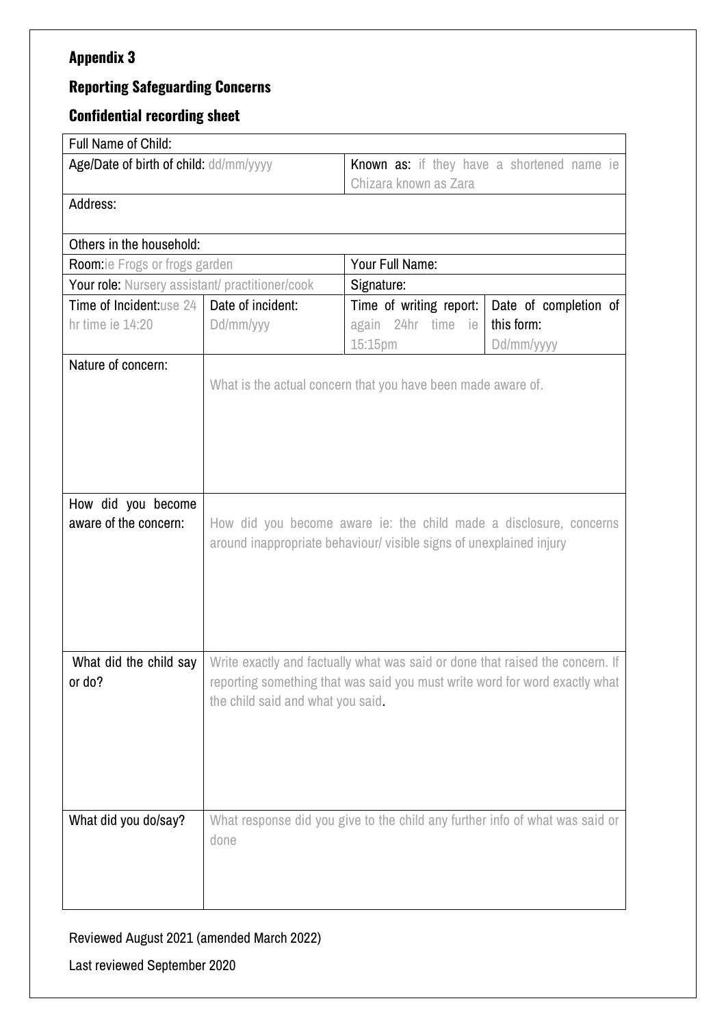## Appendix 3

## Reporting Safeguarding Concerns

## Confidential recording sheet

| | | | |
|---|---|---|---|
| Full Name of Child: | | | |
| Age/Date of birth of child: dd/mm/yyyy | | Known as: if they have a shortened name ie Chizara known as Zara | |
| Address: | | | |
| Others in the household: | | | |
| Room: ie Frogs or frogs garden | | Your Full Name: | |
| Your role: Nursery assistant/ practitioner/cook | | Signature: | |
| Time of Incident: use 24 hr time ie 14:20 | Date of incident: Dd/mm/yyy | Time of writing report: again 24hr time ie 15:15pm | Date of completion of this form: Dd/mm/yyyy |
| Nature of concern: | What is the actual concern that you have been made aware of. | | |
| How did you become aware of the concern: | How did you become aware ie: the child made a disclosure, concerns around inappropriate behaviour/ visible signs of unexplained injury | | |
| What did the child say or do? | Write exactly and factually what was said or done that raised the concern. If reporting something that was said you must write word for word exactly what the child said and what you said. | | |
| What did you do/say? | What response did you give to the child any further info of what was said or done | | |

Reviewed August 2021 (amended March 2022)

Last reviewed September 2020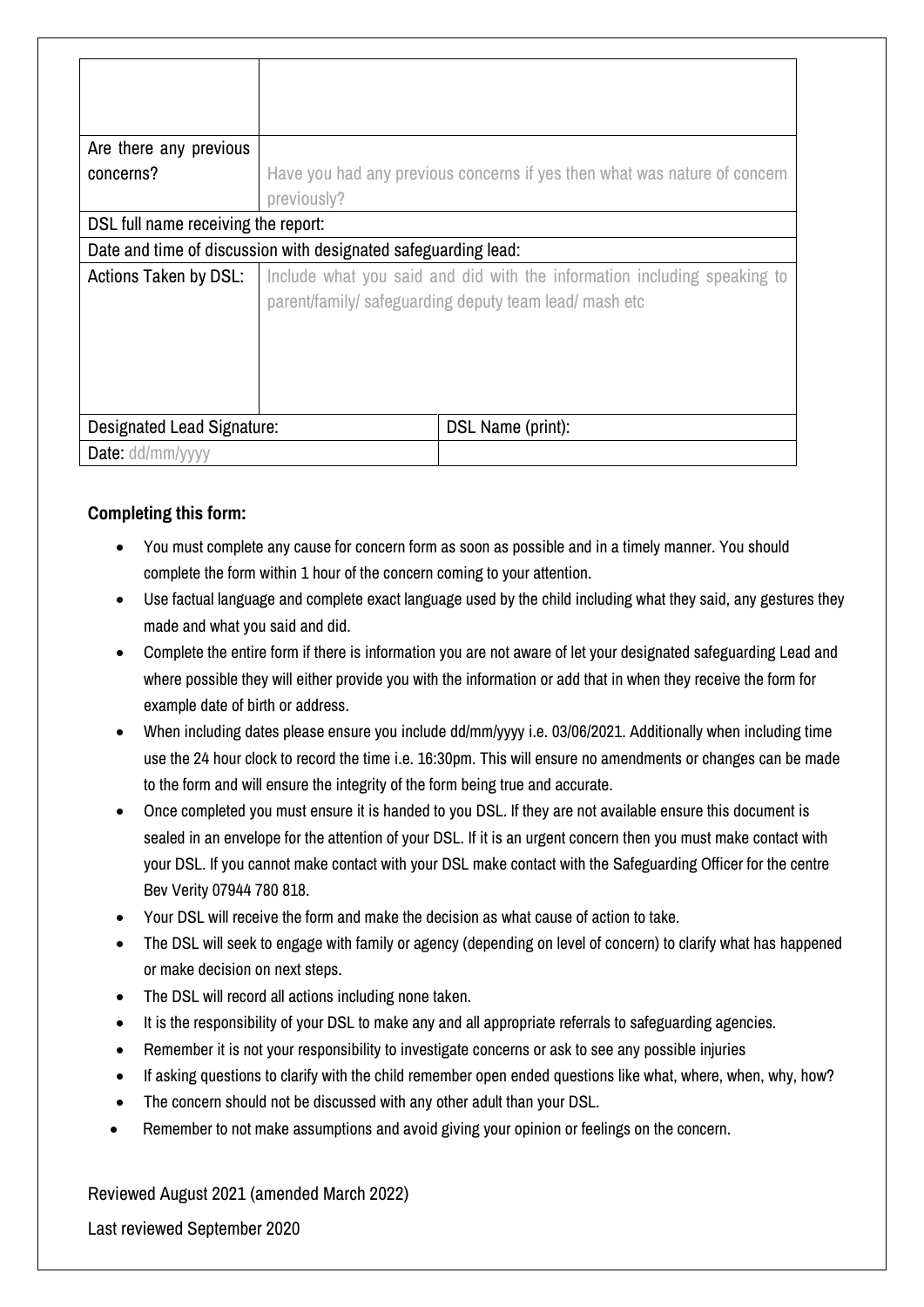| | | |
|---|---|---|
| | | |
| Are there any previous concerns? | Have you had any previous concerns if yes then what was nature of concern previously? | |
| DSL full name receiving the report: | | |
| Date and time of discussion with designated safeguarding lead: | | |
| Actions Taken by DSL: | Include what you said and did with the information including speaking to parent/family/ safeguarding deputy team lead/ mash etc | |
| Designated Lead Signature: | | DSL Name (print): |
| Date: dd/mm/yyyy | | |

**Completing this form:**

- You must complete any cause for concern form as soon as possible and in a timely manner. You should complete the form within 1 hour of the concern coming to your attention.
- Use factual language and complete exact language used by the child including what they said, any gestures they made and what you said and did.
- Complete the entire form if there is information you are not aware of let your designated safeguarding Lead and where possible they will either provide you with the information or add that in when they receive the form for example date of birth or address.
- When including dates please ensure you include dd/mm/yyyy i.e. 03/06/2021. Additionally when including time use the 24 hour clock to record the time i.e. 16:30pm. This will ensure no amendments or changes can be made to the form and will ensure the integrity of the form being true and accurate.
- Once completed you must ensure it is handed to you DSL. If they are not available ensure this document is sealed in an envelope for the attention of your DSL. If it is an urgent concern then you must make contact with your DSL. If you cannot make contact with your DSL make contact with the Safeguarding Officer for the centre Bev Verity 07944 780 818.
- Your DSL will receive the form and make the decision as what cause of action to take.
- The DSL will seek to engage with family or agency (depending on level of concern) to clarify what has happened or make decision on next steps.
- The DSL will record all actions including none taken.
- It is the responsibility of your DSL to make any and all appropriate referrals to safeguarding agencies.
- Remember it is not your responsibility to investigate concerns or ask to see any possible injuries
- If asking questions to clarify with the child remember open ended questions like what, where, when, why, how?
- The concern should not be discussed with any other adult than your DSL.
- Remember to not make assumptions and avoid giving your opinion or feelings on the concern.

Reviewed August 2021 (amended March 2022)

Last reviewed September 2020